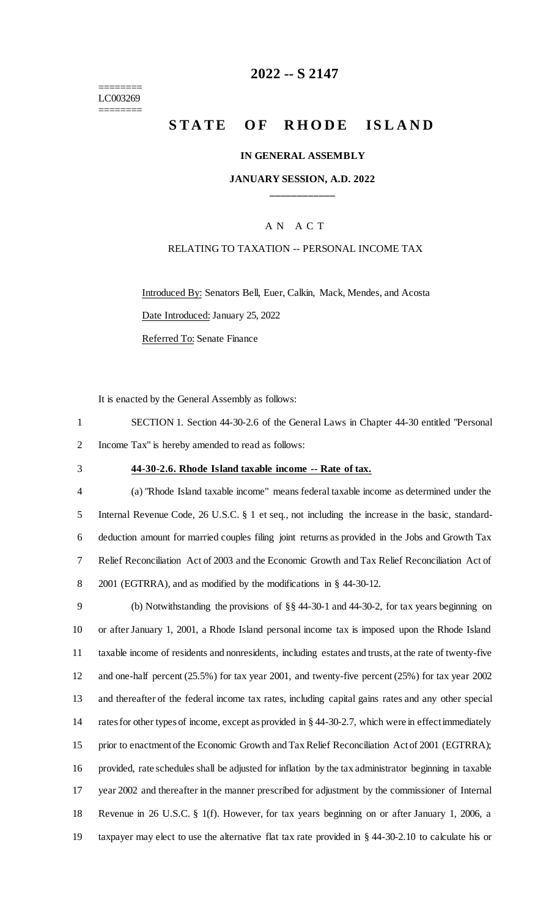======== 
LC003269 
========

# 2022 -- S 2147

# STATE OF RHODE ISLAND

**IN GENERAL ASSEMBLY**

**JANUARY SESSION, A.D. 2022**

\_\_\_\_\_\_\_\_\_\_\_\_

A N A C T

RELATING TO TAXATION -- PERSONAL INCOME TAX

Introduced By: Senators Bell, Euer, Calkin, Mack, Mendes, and Acosta

Date Introduced: January 25, 2022

Referred To: Senate Finance

It is enacted by the General Assembly as follows:

SECTION 1. Section 44-30-2.6 of the General Laws in Chapter 44-30 entitled "Personal Income Tax" is hereby amended to read as follows:

**44-30-2.6. Rhode Island taxable income -- Rate of tax.**

(a) "Rhode Island taxable income" means federal taxable income as determined under the Internal Revenue Code, 26 U.S.C. § 1 et seq., not including the increase in the basic, standard-deduction amount for married couples filing joint returns as provided in the Jobs and Growth Tax Relief Reconciliation Act of 2003 and the Economic Growth and Tax Relief Reconciliation Act of 2001 (EGTRRA), and as modified by the modifications in § 44-30-12.

(b) Notwithstanding the provisions of §§ 44-30-1 and 44-30-2, for tax years beginning on or after January 1, 2001, a Rhode Island personal income tax is imposed upon the Rhode Island taxable income of residents and nonresidents, including estates and trusts, at the rate of twenty-five and one-half percent (25.5%) for tax year 2001, and twenty-five percent (25%) for tax year 2002 and thereafter of the federal income tax rates, including capital gains rates and any other special rates for other types of income, except as provided in § 44-30-2.7, which were in effect immediately prior to enactment of the Economic Growth and Tax Relief Reconciliation Act of 2001 (EGTRRA); provided, rate schedules shall be adjusted for inflation by the tax administrator beginning in taxable year 2002 and thereafter in the manner prescribed for adjustment by the commissioner of Internal Revenue in 26 U.S.C. § 1(f). However, for tax years beginning on or after January 1, 2006, a taxpayer may elect to use the alternative flat tax rate provided in § 44-30-2.10 to calculate his or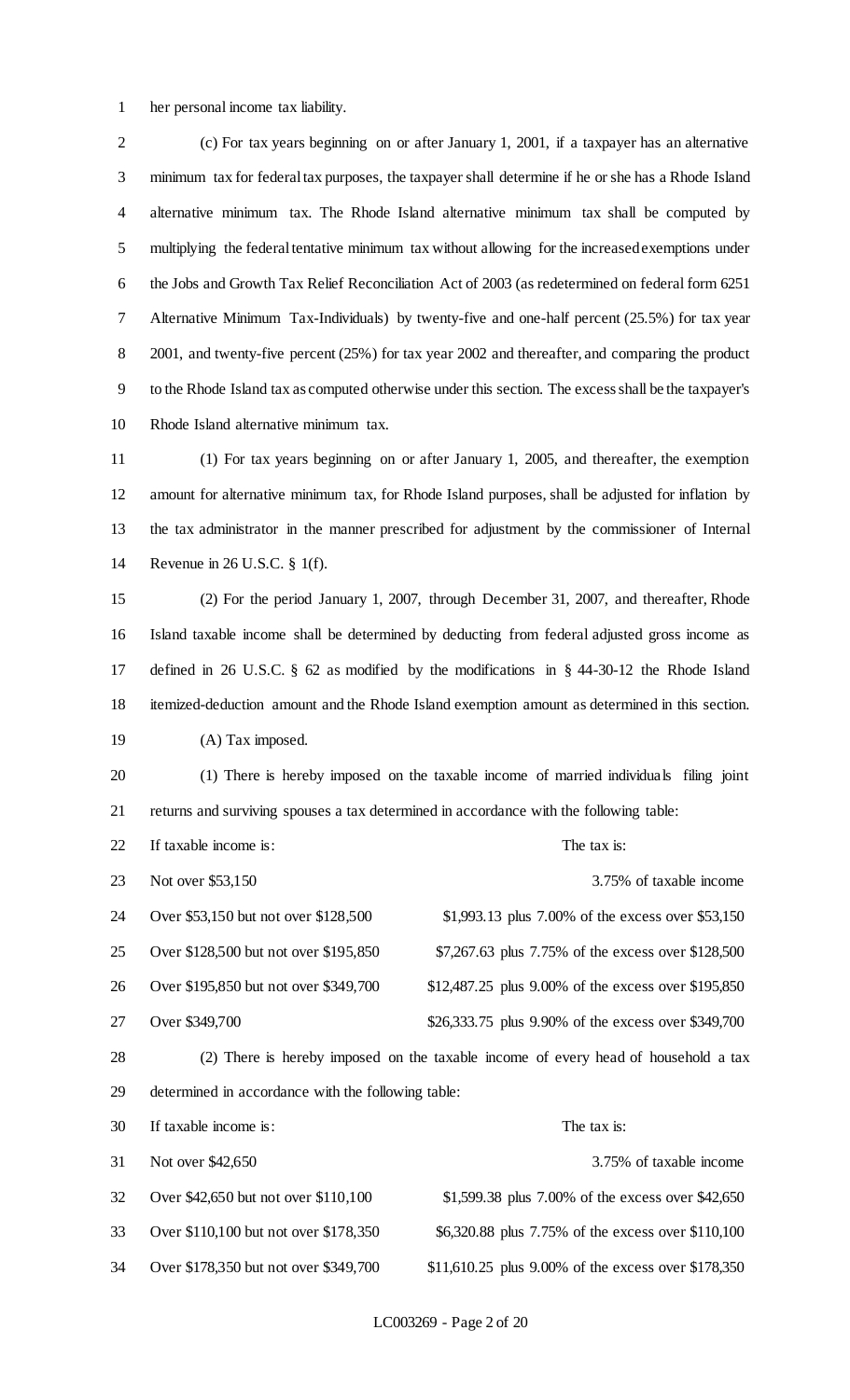her personal income tax liability.

(c) For tax years beginning on or after January 1, 2001, if a taxpayer has an alternative minimum tax for federal tax purposes, the taxpayer shall determine if he or she has a Rhode Island alternative minimum tax. The Rhode Island alternative minimum tax shall be computed by multiplying the federal tentative minimum tax without allowing for the increased exemptions under the Jobs and Growth Tax Relief Reconciliation Act of 2003 (as redetermined on federal form 6251 Alternative Minimum Tax-Individuals) by twenty-five and one-half percent (25.5%) for tax year 2001, and twenty-five percent (25%) for tax year 2002 and thereafter, and comparing the product to the Rhode Island tax as computed otherwise under this section. The excess shall be the taxpayer's Rhode Island alternative minimum tax.

(1) For tax years beginning on or after January 1, 2005, and thereafter, the exemption amount for alternative minimum tax, for Rhode Island purposes, shall be adjusted for inflation by the tax administrator in the manner prescribed for adjustment by the commissioner of Internal Revenue in 26 U.S.C. § 1(f).

(2) For the period January 1, 2007, through December 31, 2007, and thereafter, Rhode Island taxable income shall be determined by deducting from federal adjusted gross income as defined in 26 U.S.C. § 62 as modified by the modifications in § 44-30-12 the Rhode Island itemized-deduction amount and the Rhode Island exemption amount as determined in this section.

(A) Tax imposed.

(1) There is hereby imposed on the taxable income of married individuals filing joint returns and surviving spouses a tax determined in accordance with the following table:

| If taxable income is: | The tax is: |
|---|---|
| Not over $53,150 | 3.75% of taxable income |
| Over $53,150 but not over $128,500 | $1,993.13 plus 7.00% of the excess over $53,150 |
| Over $128,500 but not over $195,850 | $7,267.63 plus 7.75% of the excess over $128,500 |
| Over $195,850 but not over $349,700 | $12,487.25 plus 9.00% of the excess over $195,850 |
| Over $349,700 | $26,333.75 plus 9.90% of the excess over $349,700 |

(2) There is hereby imposed on the taxable income of every head of household a tax determined in accordance with the following table:

| If taxable income is: | The tax is: |
|---|---|
| Not over $42,650 | 3.75% of taxable income |
| Over $42,650 but not over $110,100 | $1,599.38 plus 7.00% of the excess over $42,650 |
| Over $110,100 but not over $178,350 | $6,320.88 plus 7.75% of the excess over $110,100 |
| Over $178,350 but not over $349,700 | $11,610.25 plus 9.00% of the excess over $178,350 |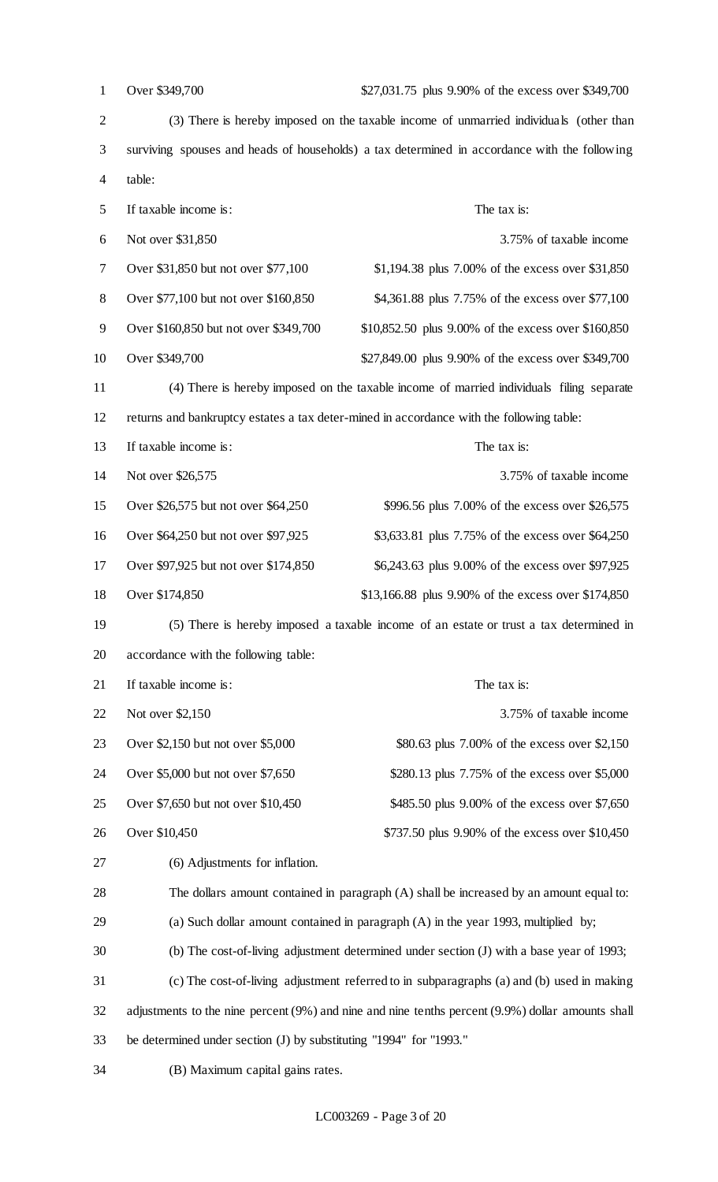| | |
|---|---|
| Over $349,700 | $27,031.75 plus 9.90% of the excess over $349,700 |

(3) There is hereby imposed on the taxable income of unmarried individuals (other than surviving spouses and heads of households) a tax determined in accordance with the following table:

| If taxable income is: | The tax is: |
|---|---|
| Not over $31,850 | 3.75% of taxable income |
| Over $31,850 but not over $77,100 | $1,194.38 plus 7.00% of the excess over $31,850 |
| Over $77,100 but not over $160,850 | $4,361.88 plus 7.75% of the excess over $77,100 |
| Over $160,850 but not over $349,700 | $10,852.50 plus 9.00% of the excess over $160,850 |
| Over $349,700 | $27,849.00 plus 9.90% of the excess over $349,700 |

(4) There is hereby imposed on the taxable income of married individuals filing separate returns and bankruptcy estates a tax deter-mined in accordance with the following table:

| If taxable income is: | The tax is: |
|---|---|
| Not over $26,575 | 3.75% of taxable income |
| Over $26,575 but not over $64,250 | $996.56 plus 7.00% of the excess over $26,575 |
| Over $64,250 but not over $97,925 | $3,633.81 plus 7.75% of the excess over $64,250 |
| Over $97,925 but not over $174,850 | $6,243.63 plus 9.00% of the excess over $97,925 |
| Over $174,850 | $13,166.88 plus 9.90% of the excess over $174,850 |

(5) There is hereby imposed a taxable income of an estate or trust a tax determined in accordance with the following table:

| If taxable income is: | The tax is: |
|---|---|
| Not over $2,150 | 3.75% of taxable income |
| Over $2,150 but not over $5,000 | $80.63 plus 7.00% of the excess over $2,150 |
| Over $5,000 but not over $7,650 | $280.13 plus 7.75% of the excess over $5,000 |
| Over $7,650 but not over $10,450 | $485.50 plus 9.00% of the excess over $7,650 |
| Over $10,450 | $737.50 plus 9.90% of the excess over $10,450 |

(6) Adjustments for inflation.

The dollars amount contained in paragraph (A) shall be increased by an amount equal to:

(a) Such dollar amount contained in paragraph (A) in the year 1993, multiplied by;

(b) The cost-of-living adjustment determined under section (J) with a base year of 1993;

(c) The cost-of-living adjustment referred to in subparagraphs (a) and (b) used in making adjustments to the nine percent (9%) and nine and nine tenths percent (9.9%) dollar amounts shall be determined under section (J) by substituting "1994" for "1993."

(B) Maximum capital gains rates.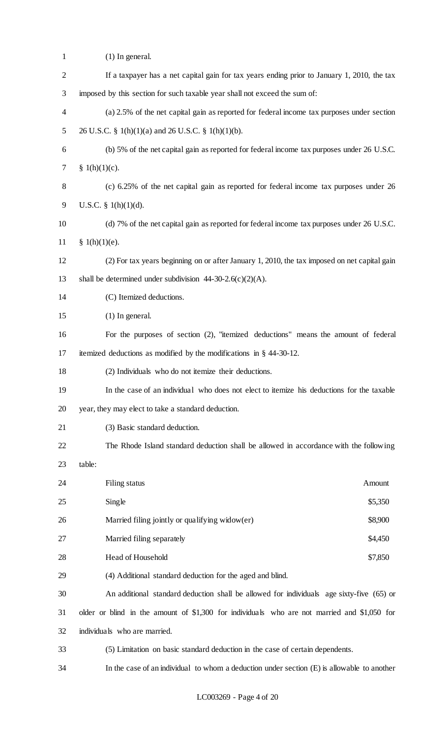(1) In general.

If a taxpayer has a net capital gain for tax years ending prior to January 1, 2010, the tax imposed by this section for such taxable year shall not exceed the sum of:

(a) 2.5% of the net capital gain as reported for federal income tax purposes under section 26 U.S.C. § 1(h)(1)(a) and 26 U.S.C. § 1(h)(1)(b).

(b) 5% of the net capital gain as reported for federal income tax purposes under 26 U.S.C. § 1(h)(1)(c).

(c) 6.25% of the net capital gain as reported for federal income tax purposes under 26 U.S.C. § 1(h)(1)(d).

(d) 7% of the net capital gain as reported for federal income tax purposes under 26 U.S.C. § 1(h)(1)(e).

(2) For tax years beginning on or after January 1, 2010, the tax imposed on net capital gain shall be determined under subdivision 44-30-2.6(c)(2)(A).

(C) Itemized deductions.

(1) In general.

For the purposes of section (2), "itemized deductions" means the amount of federal itemized deductions as modified by the modifications in § 44-30-12.

(2) Individuals who do not itemize their deductions.

In the case of an individual who does not elect to itemize his deductions for the taxable year, they may elect to take a standard deduction.

(3) Basic standard deduction.

The Rhode Island standard deduction shall be allowed in accordance with the following table:

| Filing status | Amount |
|---|---|
| Single | \$5,350 |
| Married filing jointly or qualifying widow(er) | \$8,900 |
| Married filing separately | \$4,450 |
| Head of Household | \$7,850 |

(4) Additional standard deduction for the aged and blind.

An additional standard deduction shall be allowed for individuals age sixty-five (65) or older or blind in the amount of \$1,300 for individuals who are not married and \$1,050 for individuals who are married.

(5) Limitation on basic standard deduction in the case of certain dependents.

In the case of an individual to whom a deduction under section (E) is allowable to another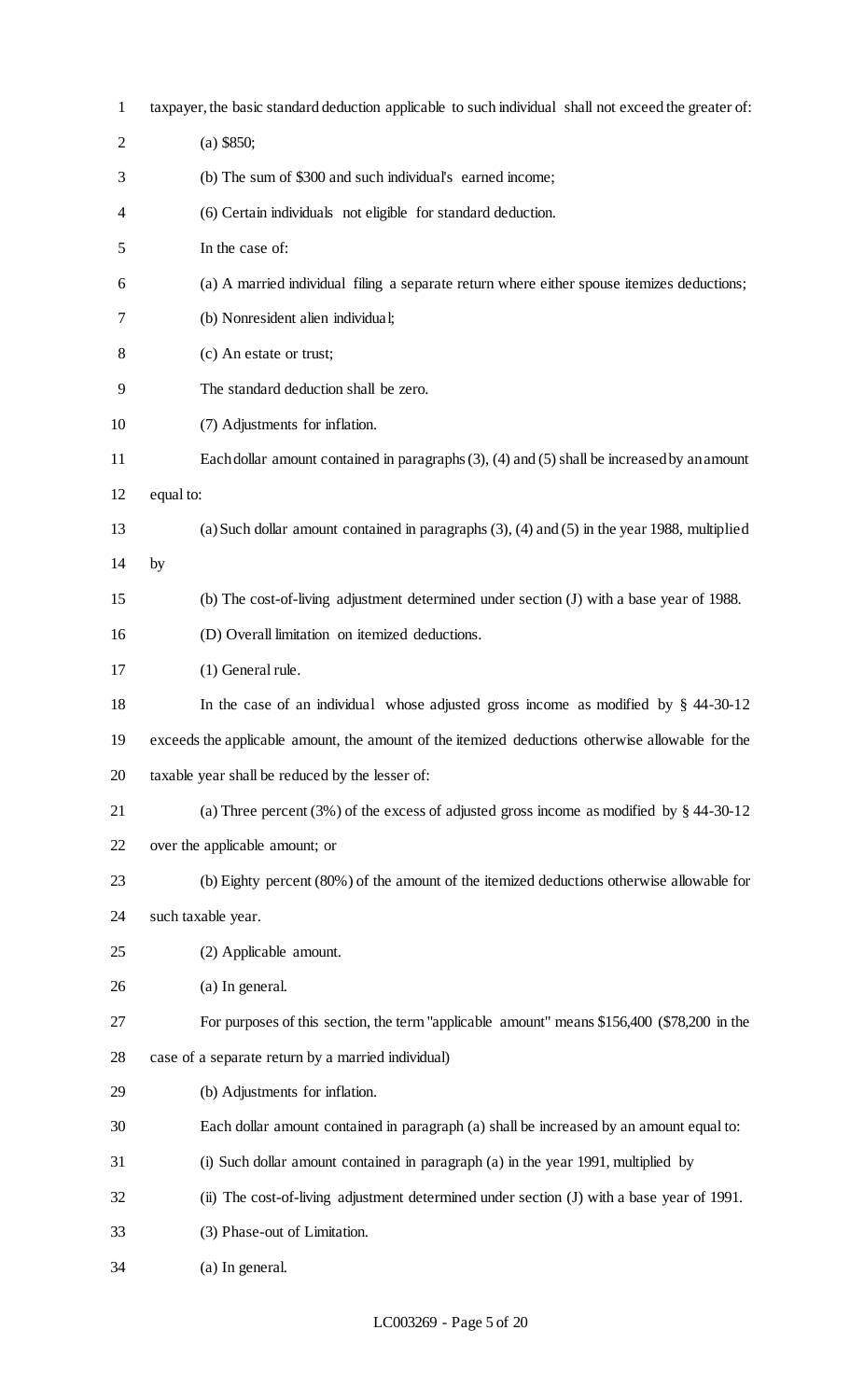taxpayer, the basic standard deduction applicable to such individual shall not exceed the greater of:

(a) $850;

(b) The sum of $300 and such individual's earned income;

(6) Certain individuals not eligible for standard deduction.

In the case of:

(a) A married individual filing a separate return where either spouse itemizes deductions;

(b) Nonresident alien individual;

(c) An estate or trust;

The standard deduction shall be zero.

(7) Adjustments for inflation.

Each dollar amount contained in paragraphs (3), (4) and (5) shall be increased by an amount equal to:

(a) Such dollar amount contained in paragraphs (3), (4) and (5) in the year 1988, multiplied by

(b) The cost-of-living adjustment determined under section (J) with a base year of 1988.

(D) Overall limitation on itemized deductions.

(1) General rule.

In the case of an individual whose adjusted gross income as modified by § 44-30-12 exceeds the applicable amount, the amount of the itemized deductions otherwise allowable for the taxable year shall be reduced by the lesser of:

(a) Three percent (3%) of the excess of adjusted gross income as modified by § 44-30-12 over the applicable amount; or

(b) Eighty percent (80%) of the amount of the itemized deductions otherwise allowable for such taxable year.

(2) Applicable amount.

(a) In general.

For purposes of this section, the term "applicable amount" means $156,400 ($78,200 in the case of a separate return by a married individual)

(b) Adjustments for inflation.

Each dollar amount contained in paragraph (a) shall be increased by an amount equal to:

(i) Such dollar amount contained in paragraph (a) in the year 1991, multiplied by

(ii) The cost-of-living adjustment determined under section (J) with a base year of 1991.

(3) Phase-out of Limitation.

(a) In general.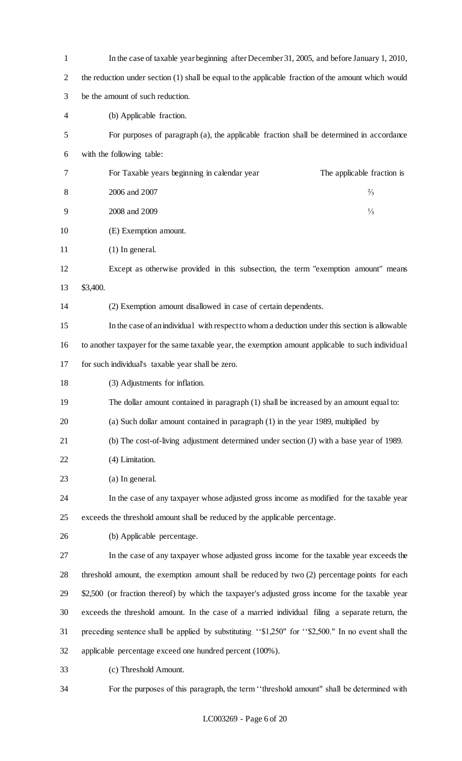In the case of taxable year beginning after December 31, 2005, and before January 1, 2010, the reduction under section (1) shall be equal to the applicable fraction of the amount which would be the amount of such reduction.

(b) Applicable fraction.

For purposes of paragraph (a), the applicable fraction shall be determined in accordance with the following table:

| For Taxable years beginning in calendar year | The applicable fraction is |
|---|---|
| 2006 and 2007 | ⅔ |
| 2008 and 2009 | ⅓ |

(E) Exemption amount.

(1) In general.

Except as otherwise provided in this subsection, the term "exemption amount" means $3,400.

(2) Exemption amount disallowed in case of certain dependents.

In the case of an individual with respect to whom a deduction under this section is allowable to another taxpayer for the same taxable year, the exemption amount applicable to such individual for such individual's taxable year shall be zero.

(3) Adjustments for inflation.

The dollar amount contained in paragraph (1) shall be increased by an amount equal to:

(a) Such dollar amount contained in paragraph (1) in the year 1989, multiplied by

(b) The cost-of-living adjustment determined under section (J) with a base year of 1989.

(4) Limitation.

(a) In general.

In the case of any taxpayer whose adjusted gross income as modified for the taxable year exceeds the threshold amount shall be reduced by the applicable percentage.

(b) Applicable percentage.

In the case of any taxpayer whose adjusted gross income for the taxable year exceeds the threshold amount, the exemption amount shall be reduced by two (2) percentage points for each $2,500 (or fraction thereof) by which the taxpayer's adjusted gross income for the taxable year exceeds the threshold amount. In the case of a married individual filing a separate return, the preceding sentence shall be applied by substituting ''$1,250" for ''$2,500." In no event shall the applicable percentage exceed one hundred percent (100%).

(c) Threshold Amount.

For the purposes of this paragraph, the term ''threshold amount" shall be determined with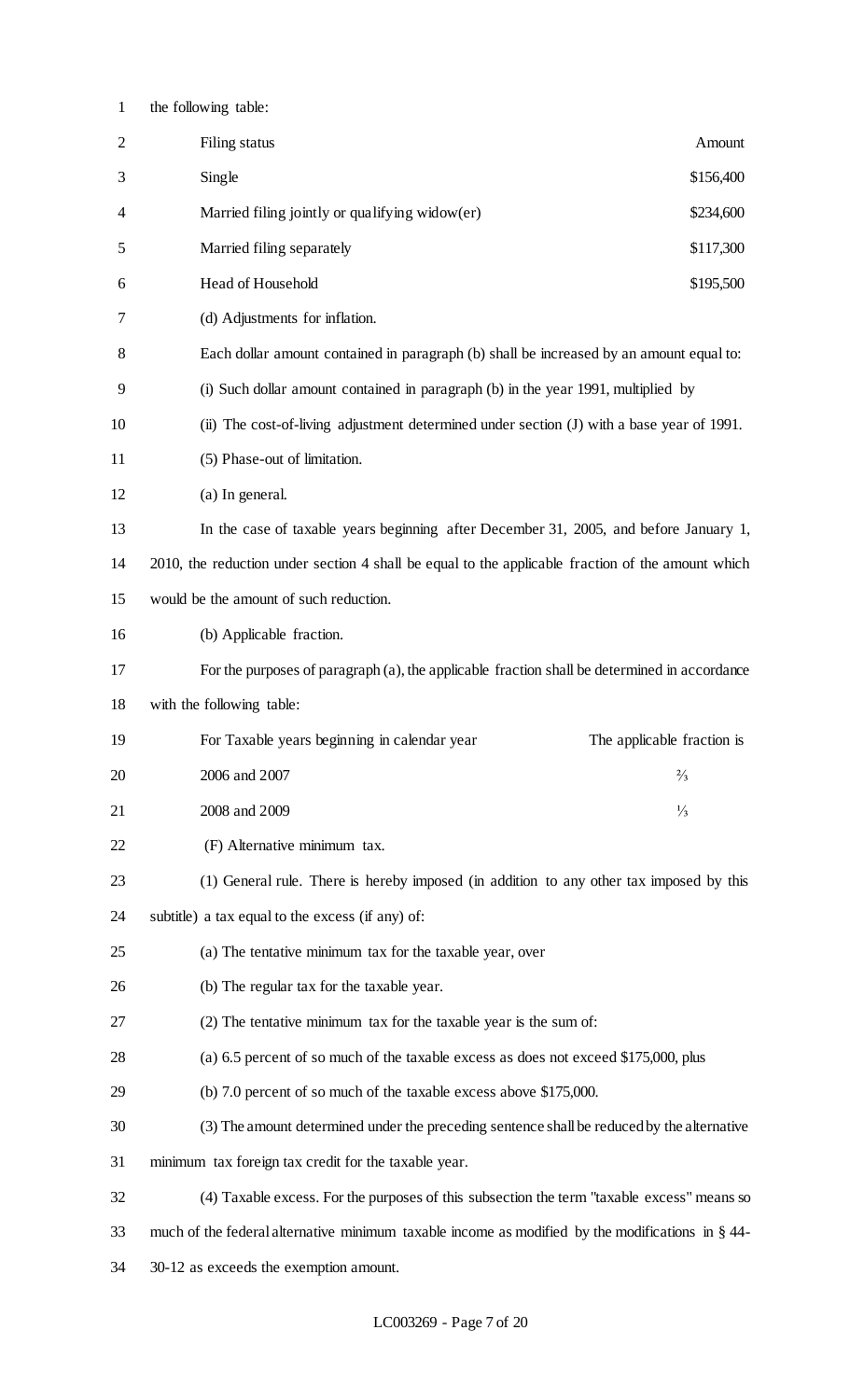the following table:

| Filing status | Amount |
|---|---|
| Single | $156,400 |
| Married filing jointly or qualifying widow(er) | $234,600 |
| Married filing separately | $117,300 |
| Head of Household | $195,500 |

(d) Adjustments for inflation.

Each dollar amount contained in paragraph (b) shall be increased by an amount equal to:

(i) Such dollar amount contained in paragraph (b) in the year 1991, multiplied by

(ii) The cost-of-living adjustment determined under section (J) with a base year of 1991.

(5) Phase-out of limitation.

(a) In general.

In the case of taxable years beginning after December 31, 2005, and before January 1, 2010, the reduction under section 4 shall be equal to the applicable fraction of the amount which would be the amount of such reduction.

(b) Applicable fraction.

For the purposes of paragraph (a), the applicable fraction shall be determined in accordance with the following table:

| For Taxable years beginning in calendar year | The applicable fraction is |
|---|---|
| 2006 and 2007 | ⅔ |
| 2008 and 2009 | ⅓ |

(F) Alternative minimum tax.

(1) General rule. There is hereby imposed (in addition to any other tax imposed by this subtitle) a tax equal to the excess (if any) of:

(a) The tentative minimum tax for the taxable year, over

(b) The regular tax for the taxable year.

(2) The tentative minimum tax for the taxable year is the sum of:

(a) 6.5 percent of so much of the taxable excess as does not exceed $175,000, plus

(b) 7.0 percent of so much of the taxable excess above $175,000.

(3) The amount determined under the preceding sentence shall be reduced by the alternative minimum tax foreign tax credit for the taxable year.

(4) Taxable excess. For the purposes of this subsection the term "taxable excess" means so much of the federal alternative minimum taxable income as modified by the modifications in § 44-30-12 as exceeds the exemption amount.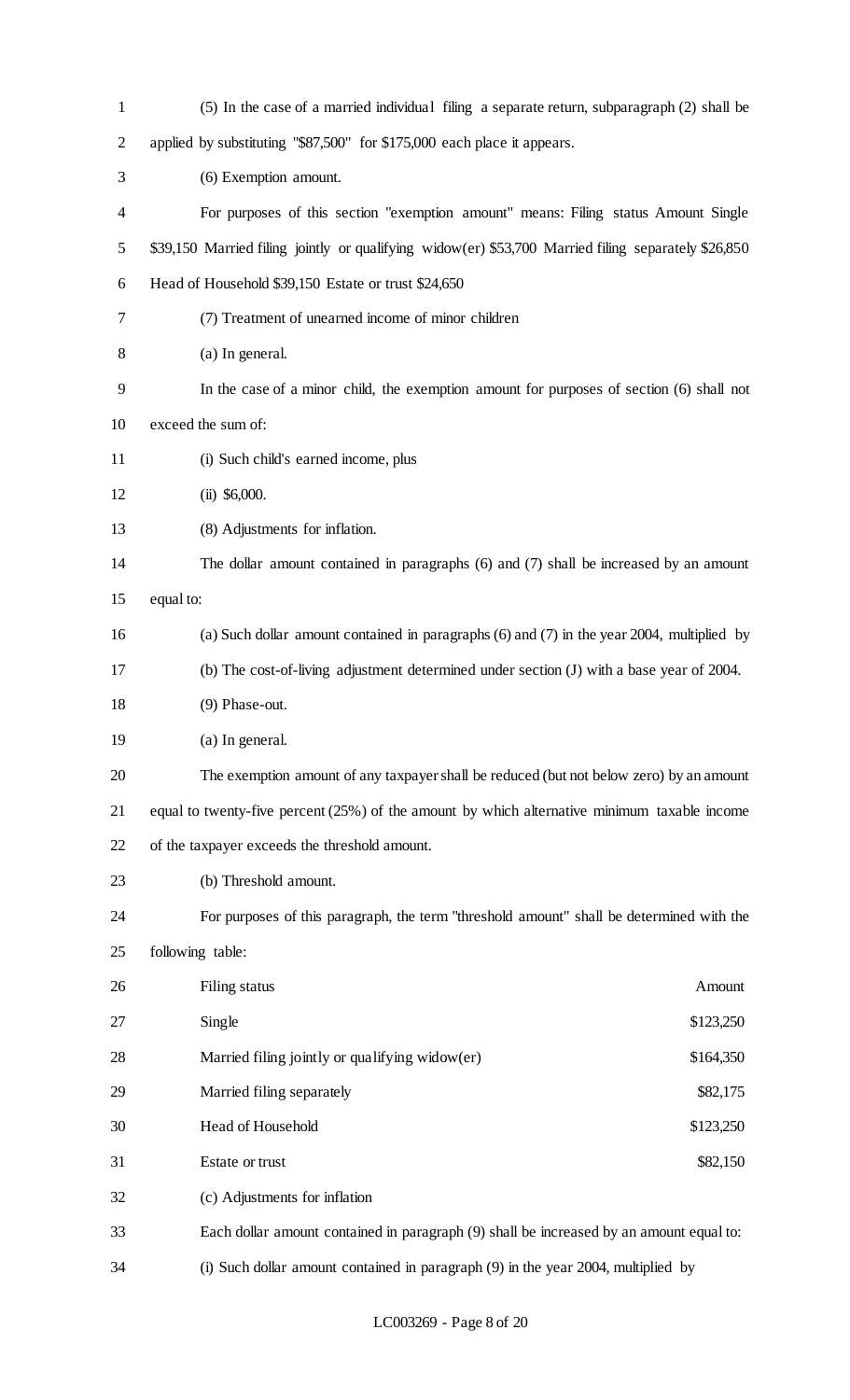(5) In the case of a married individual filing a separate return, subparagraph (2) shall be applied by substituting "$87,500" for $175,000 each place it appears.

(6) Exemption amount.

For purposes of this section "exemption amount" means: Filing status Amount Single $39,150 Married filing jointly or qualifying widow(er) $53,700 Married filing separately $26,850 Head of Household $39,150 Estate or trust $24,650

(7) Treatment of unearned income of minor children

(a) In general.

In the case of a minor child, the exemption amount for purposes of section (6) shall not exceed the sum of:

(i) Such child's earned income, plus

(ii) $6,000.

(8) Adjustments for inflation.

The dollar amount contained in paragraphs (6) and (7) shall be increased by an amount equal to:

(a) Such dollar amount contained in paragraphs (6) and (7) in the year 2004, multiplied by

(b) The cost-of-living adjustment determined under section (J) with a base year of 2004.

(9) Phase-out.

(a) In general.

The exemption amount of any taxpayer shall be reduced (but not below zero) by an amount equal to twenty-five percent (25%) of the amount by which alternative minimum taxable income of the taxpayer exceeds the threshold amount.

(b) Threshold amount.

For purposes of this paragraph, the term "threshold amount" shall be determined with the following table:

| Filing status | Amount |
|---|---|
| Single | $123,250 |
| Married filing jointly or qualifying widow(er) | $164,350 |
| Married filing separately | $82,175 |
| Head of Household | $123,250 |
| Estate or trust | $82,150 |

(c) Adjustments for inflation

Each dollar amount contained in paragraph (9) shall be increased by an amount equal to:

(i) Such dollar amount contained in paragraph (9) in the year 2004, multiplied by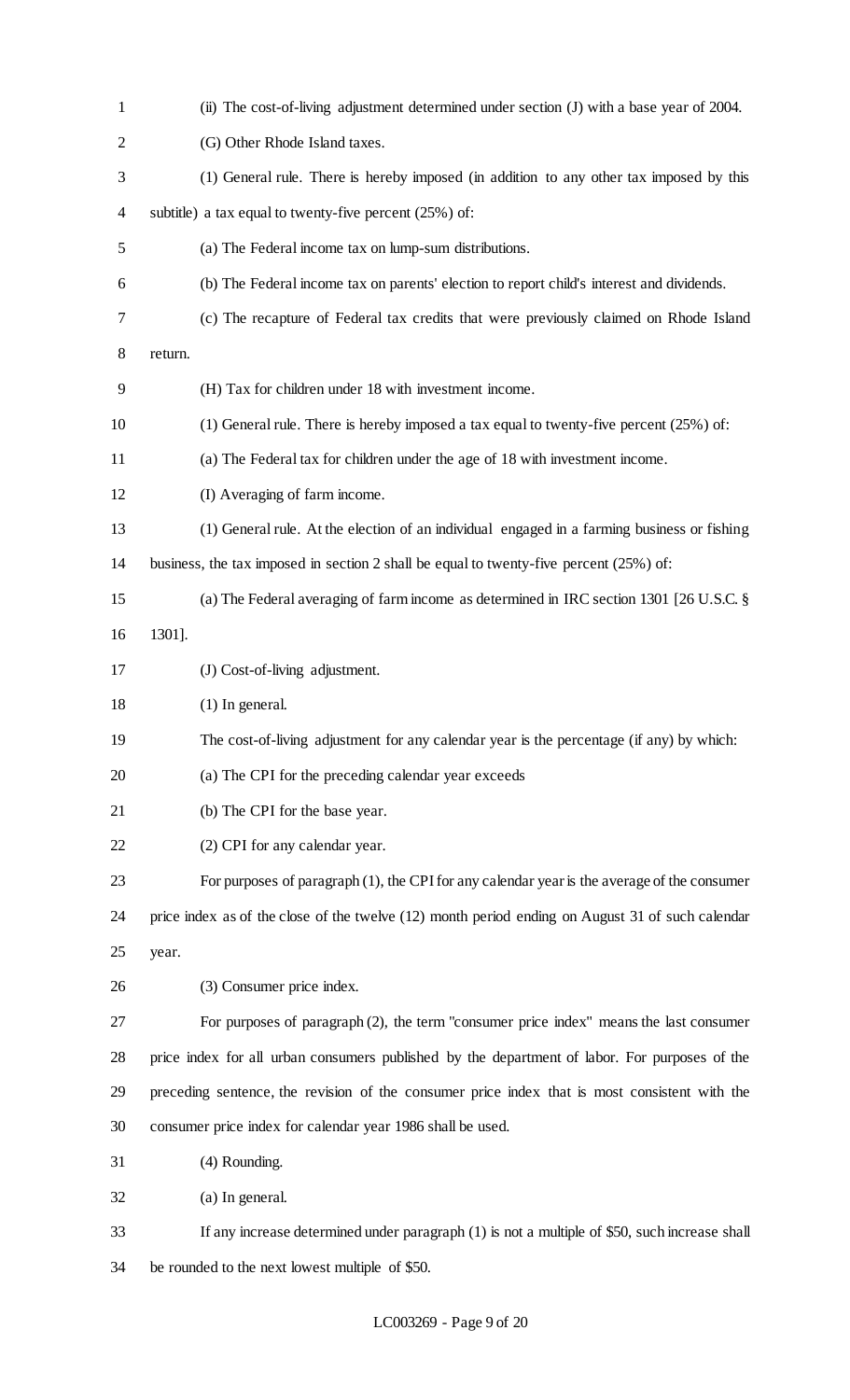(ii) The cost-of-living adjustment determined under section (J) with a base year of 2004.

(G) Other Rhode Island taxes.

(1) General rule. There is hereby imposed (in addition to any other tax imposed by this subtitle) a tax equal to twenty-five percent (25%) of:

(a) The Federal income tax on lump-sum distributions.

(b) The Federal income tax on parents' election to report child's interest and dividends.

(c) The recapture of Federal tax credits that were previously claimed on Rhode Island return.

(H) Tax for children under 18 with investment income.

(1) General rule. There is hereby imposed a tax equal to twenty-five percent (25%) of:

(a) The Federal tax for children under the age of 18 with investment income.

(I) Averaging of farm income.

(1) General rule. At the election of an individual engaged in a farming business or fishing business, the tax imposed in section 2 shall be equal to twenty-five percent (25%) of:

(a) The Federal averaging of farm income as determined in IRC section 1301 [26 U.S.C. § 1301].

(J) Cost-of-living adjustment.

(1) In general.

The cost-of-living adjustment for any calendar year is the percentage (if any) by which:

(a) The CPI for the preceding calendar year exceeds

(b) The CPI for the base year.

(2) CPI for any calendar year.

For purposes of paragraph (1), the CPI for any calendar year is the average of the consumer price index as of the close of the twelve (12) month period ending on August 31 of such calendar year.

(3) Consumer price index.

For purposes of paragraph (2), the term "consumer price index" means the last consumer price index for all urban consumers published by the department of labor. For purposes of the preceding sentence, the revision of the consumer price index that is most consistent with the consumer price index for calendar year 1986 shall be used.

(4) Rounding.

(a) In general.

If any increase determined under paragraph (1) is not a multiple of $50, such increase shall be rounded to the next lowest multiple of $50.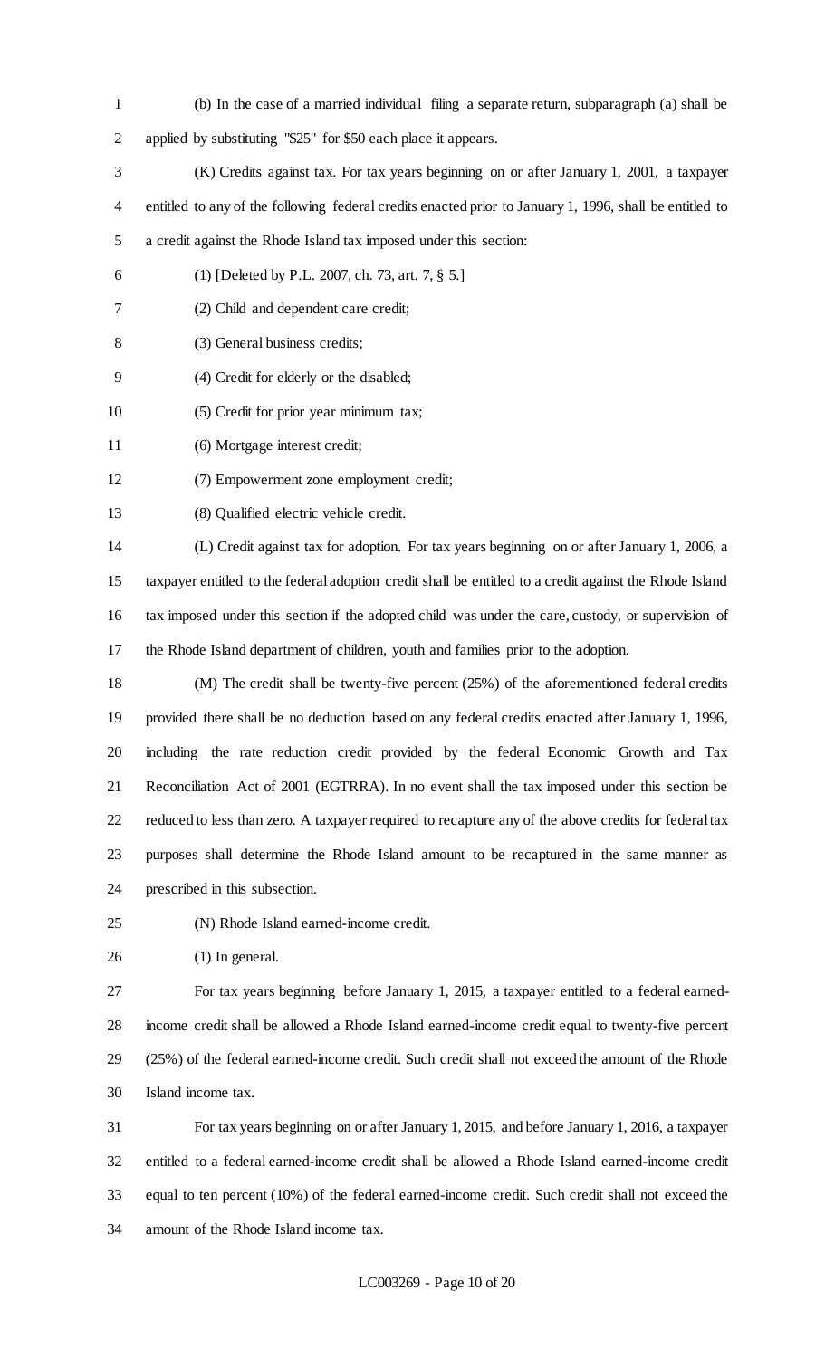(b) In the case of a married individual filing a separate return, subparagraph (a) shall be applied by substituting "$25" for $50 each place it appears.

(K) Credits against tax. For tax years beginning on or after January 1, 2001, a taxpayer entitled to any of the following federal credits enacted prior to January 1, 1996, shall be entitled to a credit against the Rhode Island tax imposed under this section:

(1) [Deleted by P.L. 2007, ch. 73, art. 7, § 5.]

(2) Child and dependent care credit;

(3) General business credits;

(4) Credit for elderly or the disabled;

(5) Credit for prior year minimum tax;

(6) Mortgage interest credit;

(7) Empowerment zone employment credit;

(8) Qualified electric vehicle credit.

(L) Credit against tax for adoption. For tax years beginning on or after January 1, 2006, a taxpayer entitled to the federal adoption credit shall be entitled to a credit against the Rhode Island tax imposed under this section if the adopted child was under the care, custody, or supervision of the Rhode Island department of children, youth and families prior to the adoption.

(M) The credit shall be twenty-five percent (25%) of the aforementioned federal credits provided there shall be no deduction based on any federal credits enacted after January 1, 1996, including the rate reduction credit provided by the federal Economic Growth and Tax Reconciliation Act of 2001 (EGTRRA). In no event shall the tax imposed under this section be reduced to less than zero. A taxpayer required to recapture any of the above credits for federal tax purposes shall determine the Rhode Island amount to be recaptured in the same manner as prescribed in this subsection.

(N) Rhode Island earned-income credit.

(1) In general.

For tax years beginning before January 1, 2015, a taxpayer entitled to a federal earned-income credit shall be allowed a Rhode Island earned-income credit equal to twenty-five percent (25%) of the federal earned-income credit. Such credit shall not exceed the amount of the Rhode Island income tax.

For tax years beginning on or after January 1, 2015, and before January 1, 2016, a taxpayer entitled to a federal earned-income credit shall be allowed a Rhode Island earned-income credit equal to ten percent (10%) of the federal earned-income credit. Such credit shall not exceed the amount of the Rhode Island income tax.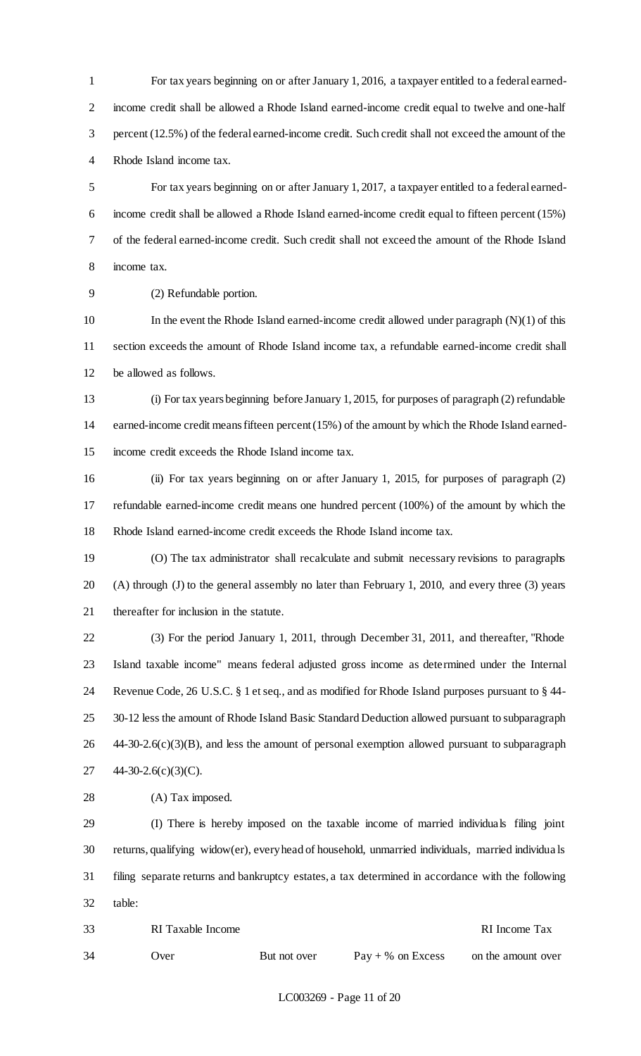For tax years beginning on or after January 1, 2016, a taxpayer entitled to a federal earned-income credit shall be allowed a Rhode Island earned-income credit equal to twelve and one-half percent (12.5%) of the federal earned-income credit. Such credit shall not exceed the amount of the Rhode Island income tax.

For tax years beginning on or after January 1, 2017, a taxpayer entitled to a federal earned-income credit shall be allowed a Rhode Island earned-income credit equal to fifteen percent (15%) of the federal earned-income credit. Such credit shall not exceed the amount of the Rhode Island income tax.

(2) Refundable portion.

In the event the Rhode Island earned-income credit allowed under paragraph (N)(1) of this section exceeds the amount of Rhode Island income tax, a refundable earned-income credit shall be allowed as follows.

(i) For tax years beginning before January 1, 2015, for purposes of paragraph (2) refundable earned-income credit means fifteen percent (15%) of the amount by which the Rhode Island earned-income credit exceeds the Rhode Island income tax.

(ii) For tax years beginning on or after January 1, 2015, for purposes of paragraph (2) refundable earned-income credit means one hundred percent (100%) of the amount by which the Rhode Island earned-income credit exceeds the Rhode Island income tax.

(O) The tax administrator shall recalculate and submit necessary revisions to paragraphs (A) through (J) to the general assembly no later than February 1, 2010, and every three (3) years thereafter for inclusion in the statute.

(3) For the period January 1, 2011, through December 31, 2011, and thereafter, "Rhode Island taxable income" means federal adjusted gross income as determined under the Internal Revenue Code, 26 U.S.C. § 1 et seq., and as modified for Rhode Island purposes pursuant to § 44-30-12 less the amount of Rhode Island Basic Standard Deduction allowed pursuant to subparagraph 44-30-2.6(c)(3)(B), and less the amount of personal exemption allowed pursuant to subparagraph 44-30-2.6(c)(3)(C).

(A) Tax imposed.

(I) There is hereby imposed on the taxable income of married individuals filing joint returns, qualifying widow(er), every head of household, unmarried individuals, married individuals filing separate returns and bankruptcy estates, a tax determined in accordance with the following table:

| RI Taxable Income | | RI Income Tax | |
|---|---|---|---|
| Over | But not over | Pay + % on Excess | on the amount over |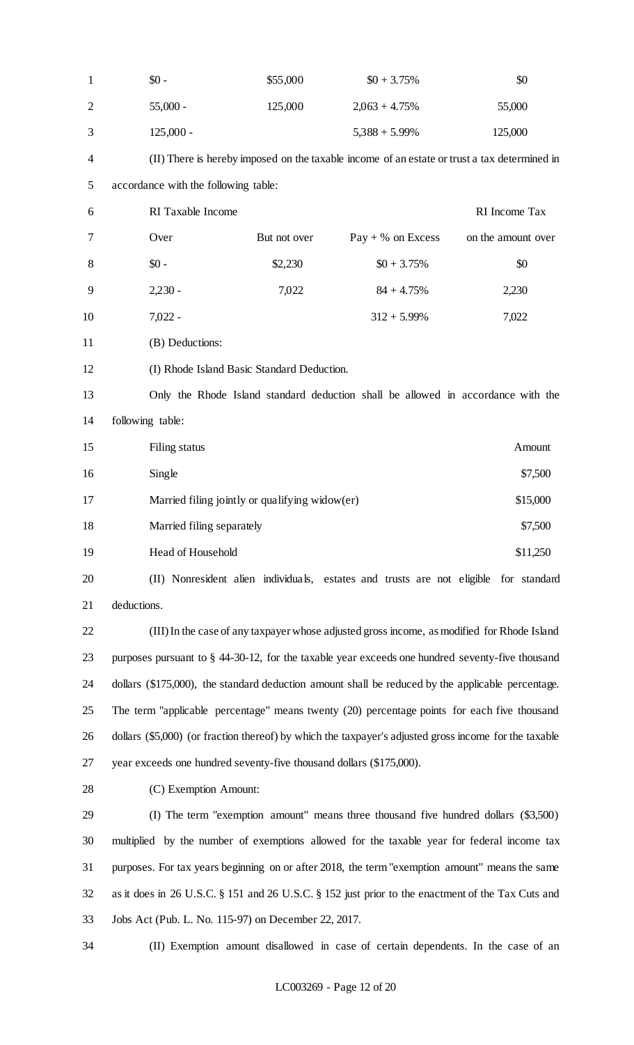| | | | |
|---|---|---|---|
| $0 - | $55,000 | $0 + 3.75% | $0 |
| 55,000 - | 125,000 | 2,063 + 4.75% | 55,000 |
| 125,000 - | | 5,388 + 5.99% | 125,000 |

(II) There is hereby imposed on the taxable income of an estate or trust a tax determined in accordance with the following table:

| RI Taxable Income | | | RI Income Tax |
|---|---|---|---|
| Over | But not over | Pay + % on Excess | on the amount over |
| $0 - | $2,230 | $0 + 3.75% | $0 |
| 2,230 - | 7,022 | 84 + 4.75% | 2,230 |
| 7,022 - | | 312 + 5.99% | 7,022 |

(B) Deductions:

(I) Rhode Island Basic Standard Deduction.

Only the Rhode Island standard deduction shall be allowed in accordance with the following table:

| Filing status | Amount |
|---|---|
| Single | $7,500 |
| Married filing jointly or qualifying widow(er) | $15,000 |
| Married filing separately | $7,500 |
| Head of Household | $11,250 |

(II) Nonresident alien individuals, estates and trusts are not eligible for standard deductions.

(III) In the case of any taxpayer whose adjusted gross income, as modified for Rhode Island purposes pursuant to § 44-30-12, for the taxable year exceeds one hundred seventy-five thousand dollars ($175,000), the standard deduction amount shall be reduced by the applicable percentage. The term "applicable percentage" means twenty (20) percentage points for each five thousand dollars ($5,000) (or fraction thereof) by which the taxpayer's adjusted gross income for the taxable year exceeds one hundred seventy-five thousand dollars ($175,000).

(C) Exemption Amount:

(I) The term "exemption amount" means three thousand five hundred dollars ($3,500) multiplied by the number of exemptions allowed for the taxable year for federal income tax purposes. For tax years beginning on or after 2018, the term "exemption amount" means the same as it does in 26 U.S.C. § 151 and 26 U.S.C. § 152 just prior to the enactment of the Tax Cuts and Jobs Act (Pub. L. No. 115-97) on December 22, 2017.

(II) Exemption amount disallowed in case of certain dependents. In the case of an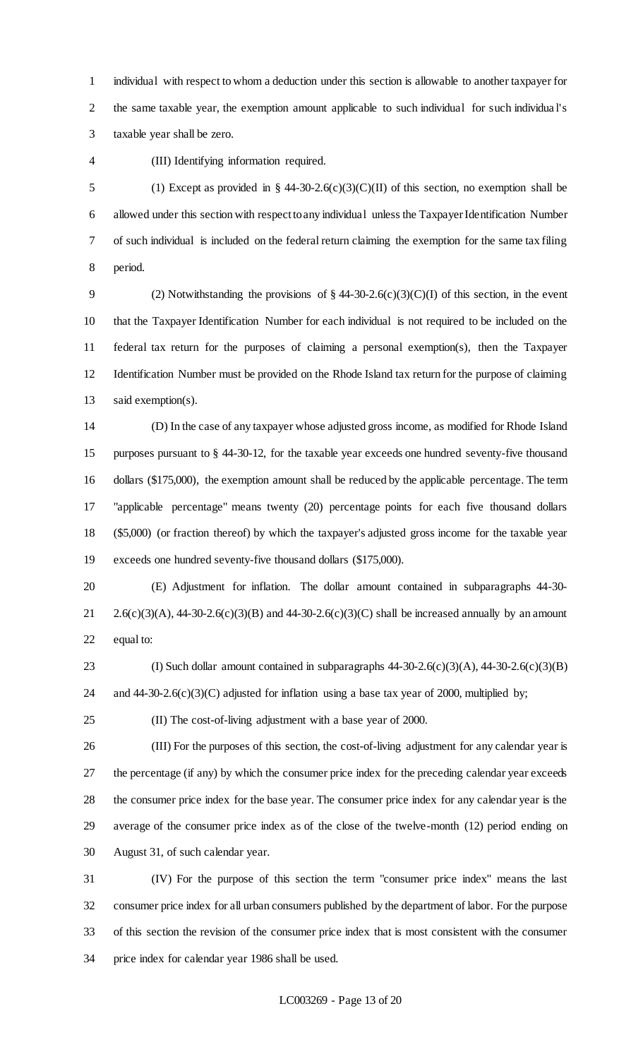individual with respect to whom a deduction under this section is allowable to another taxpayer for the same taxable year, the exemption amount applicable to such individual for such individual's taxable year shall be zero.

(III) Identifying information required.

(1) Except as provided in § 44-30-2.6(c)(3)(C)(II) of this section, no exemption shall be allowed under this section with respect to any individual unless the Taxpayer Identification Number of such individual is included on the federal return claiming the exemption for the same tax filing period.

(2) Notwithstanding the provisions of § 44-30-2.6(c)(3)(C)(I) of this section, in the event that the Taxpayer Identification Number for each individual is not required to be included on the federal tax return for the purposes of claiming a personal exemption(s), then the Taxpayer Identification Number must be provided on the Rhode Island tax return for the purpose of claiming said exemption(s).

(D) In the case of any taxpayer whose adjusted gross income, as modified for Rhode Island purposes pursuant to § 44-30-12, for the taxable year exceeds one hundred seventy-five thousand dollars ($175,000), the exemption amount shall be reduced by the applicable percentage. The term "applicable percentage" means twenty (20) percentage points for each five thousand dollars ($5,000) (or fraction thereof) by which the taxpayer's adjusted gross income for the taxable year exceeds one hundred seventy-five thousand dollars ($175,000).

(E) Adjustment for inflation. The dollar amount contained in subparagraphs 44-30-2.6(c)(3)(A), 44-30-2.6(c)(3)(B) and 44-30-2.6(c)(3)(C) shall be increased annually by an amount equal to:

(I) Such dollar amount contained in subparagraphs 44-30-2.6(c)(3)(A), 44-30-2.6(c)(3)(B) and 44-30-2.6(c)(3)(C) adjusted for inflation using a base tax year of 2000, multiplied by;

(II) The cost-of-living adjustment with a base year of 2000.

(III) For the purposes of this section, the cost-of-living adjustment for any calendar year is the percentage (if any) by which the consumer price index for the preceding calendar year exceeds the consumer price index for the base year. The consumer price index for any calendar year is the average of the consumer price index as of the close of the twelve-month (12) period ending on August 31, of such calendar year.

(IV) For the purpose of this section the term "consumer price index" means the last consumer price index for all urban consumers published by the department of labor. For the purpose of this section the revision of the consumer price index that is most consistent with the consumer price index for calendar year 1986 shall be used.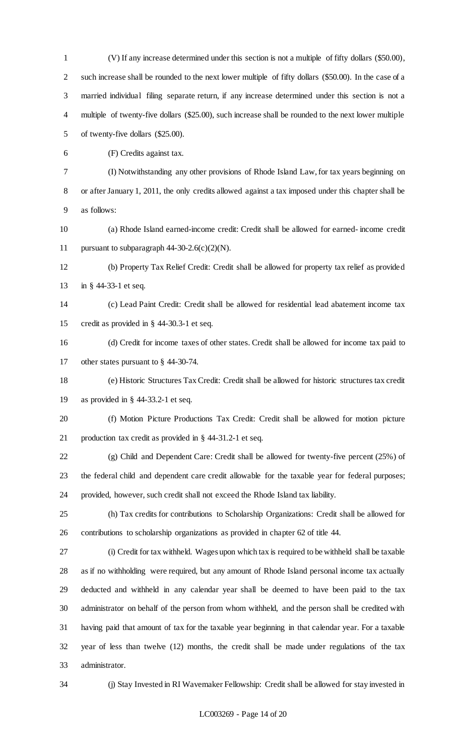(V) If any increase determined under this section is not a multiple of fifty dollars ($50.00), such increase shall be rounded to the next lower multiple of fifty dollars ($50.00). In the case of a married individual filing separate return, if any increase determined under this section is not a multiple of twenty-five dollars ($25.00), such increase shall be rounded to the next lower multiple of twenty-five dollars ($25.00).

(F) Credits against tax.

(I) Notwithstanding any other provisions of Rhode Island Law, for tax years beginning on or after January 1, 2011, the only credits allowed against a tax imposed under this chapter shall be as follows:

(a) Rhode Island earned-income credit: Credit shall be allowed for earned- income credit pursuant to subparagraph 44-30-2.6(c)(2)(N).

(b) Property Tax Relief Credit: Credit shall be allowed for property tax relief as provided in § 44-33-1 et seq.

(c) Lead Paint Credit: Credit shall be allowed for residential lead abatement income tax credit as provided in § 44-30.3-1 et seq.

(d) Credit for income taxes of other states. Credit shall be allowed for income tax paid to other states pursuant to § 44-30-74.

(e) Historic Structures Tax Credit: Credit shall be allowed for historic structures tax credit as provided in § 44-33.2-1 et seq.

(f) Motion Picture Productions Tax Credit: Credit shall be allowed for motion picture production tax credit as provided in § 44-31.2-1 et seq.

(g) Child and Dependent Care: Credit shall be allowed for twenty-five percent (25%) of the federal child and dependent care credit allowable for the taxable year for federal purposes; provided, however, such credit shall not exceed the Rhode Island tax liability.

(h) Tax credits for contributions to Scholarship Organizations: Credit shall be allowed for contributions to scholarship organizations as provided in chapter 62 of title 44.

(i) Credit for tax withheld. Wages upon which tax is required to be withheld shall be taxable as if no withholding were required, but any amount of Rhode Island personal income tax actually deducted and withheld in any calendar year shall be deemed to have been paid to the tax administrator on behalf of the person from whom withheld, and the person shall be credited with having paid that amount of tax for the taxable year beginning in that calendar year. For a taxable year of less than twelve (12) months, the credit shall be made under regulations of the tax administrator.

(j) Stay Invested in RI Wavemaker Fellowship: Credit shall be allowed for stay invested in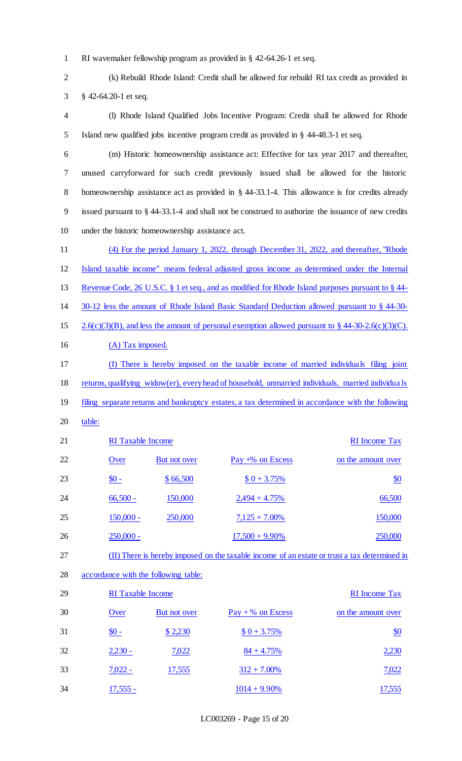RI wavemaker fellowship program as provided in § 42-64.26-1 et seq.

(k) Rebuild Rhode Island: Credit shall be allowed for rebuild RI tax credit as provided in § 42-64.20-1 et seq.

(l) Rhode Island Qualified Jobs Incentive Program: Credit shall be allowed for Rhode Island new qualified jobs incentive program credit as provided in § 44-48.3-1 et seq.

(m) Historic homeownership assistance act: Effective for tax year 2017 and thereafter, unused carryforward for such credit previously issued shall be allowed for the historic homeownership assistance act as provided in § 44-33.1-4. This allowance is for credits already issued pursuant to § 44-33.1-4 and shall not be construed to authorize the issuance of new credits under the historic homeownership assistance act.

(4) For the period January 1, 2022, through December 31, 2022, and thereafter, "Rhode Island taxable income" means federal adjusted gross income as determined under the Internal Revenue Code, 26 U.S.C. § 1 et seq., and as modified for Rhode Island purposes pursuant to § 44-30-12 less the amount of Rhode Island Basic Standard Deduction allowed pursuant to § 44-30-2.6(c)(3)(B), and less the amount of personal exemption allowed pursuant to § 44-30-2.6(c)(3)(C).

(A) Tax imposed.

(I) There is hereby imposed on the taxable income of married individuals filing joint returns, qualifying widow(er), every head of household, unmarried individuals, married individuals filing separate returns and bankruptcy estates, a tax determined in accordance with the following table:

| RI Taxable Income | | | RI Income Tax |
|---|---|---|---|
| Over | But not over | Pay +% on Excess | on the amount over |
| $0 - | $ 66,500 | $ 0 + 3.75% | $0 |
| 66,500 - | 150,000 | 2,494 + 4.75% | 66,500 |
| 150,000 - | 250,000 | 7,125 + 7.00% | 150,000 |
| 250,000 - | | 17,500 + 9.90% | 250,000 |

(II) There is hereby imposed on the taxable income of an estate or trust a tax determined in accordance with the following table:

| RI Taxable Income | | | RI Income Tax |
|---|---|---|---|
| Over | But not over | Pay + % on Excess | on the amount over |
| $0 - | $ 2,230 | $ 0 + 3.75% | $0 |
| 2,230 - | 7,022 | 84 + 4.75% | 2,230 |
| 7,022 - | 17,555 | 312 + 7.00% | 7,022 |
| 17,555 - | | 1014 + 9.90% | 17,555 |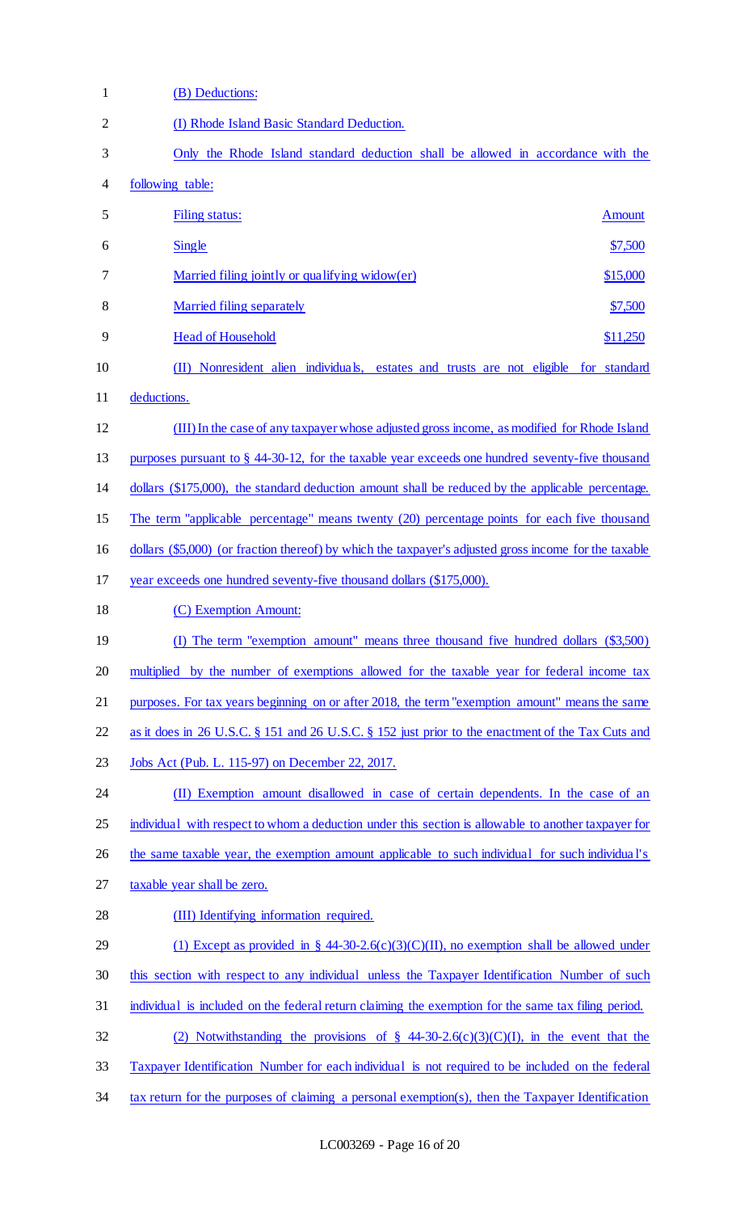(B) Deductions:

(I) Rhode Island Basic Standard Deduction.

Only the Rhode Island standard deduction shall be allowed in accordance with the following table:

| Filing status: | Amount |
| --- | --- |
| Single | $7,500 |
| Married filing jointly or qualifying widow(er) | $15,000 |
| Married filing separately | $7,500 |
| Head of Household | $11,250 |

(II) Nonresident alien individuals, estates and trusts are not eligible for standard deductions.

(III) In the case of any taxpayer whose adjusted gross income, as modified for Rhode Island purposes pursuant to § 44-30-12, for the taxable year exceeds one hundred seventy-five thousand dollars ($175,000), the standard deduction amount shall be reduced by the applicable percentage. The term "applicable percentage" means twenty (20) percentage points for each five thousand dollars ($5,000) (or fraction thereof) by which the taxpayer's adjusted gross income for the taxable year exceeds one hundred seventy-five thousand dollars ($175,000).

(C) Exemption Amount:

(I) The term "exemption amount" means three thousand five hundred dollars ($3,500) multiplied by the number of exemptions allowed for the taxable year for federal income tax purposes. For tax years beginning on or after 2018, the term "exemption amount" means the same as it does in 26 U.S.C. § 151 and 26 U.S.C. § 152 just prior to the enactment of the Tax Cuts and Jobs Act (Pub. L. 115-97) on December 22, 2017.

(II) Exemption amount disallowed in case of certain dependents. In the case of an individual with respect to whom a deduction under this section is allowable to another taxpayer for the same taxable year, the exemption amount applicable to such individual for such individual's taxable year shall be zero.

(III) Identifying information required.

(1) Except as provided in § 44-30-2.6(c)(3)(C)(II), no exemption shall be allowed under this section with respect to any individual unless the Taxpayer Identification Number of such individual is included on the federal return claiming the exemption for the same tax filing period.

(2) Notwithstanding the provisions of § 44-30-2.6(c)(3)(C)(I), in the event that the Taxpayer Identification Number for each individual is not required to be included on the federal tax return for the purposes of claiming a personal exemption(s), then the Taxpayer Identification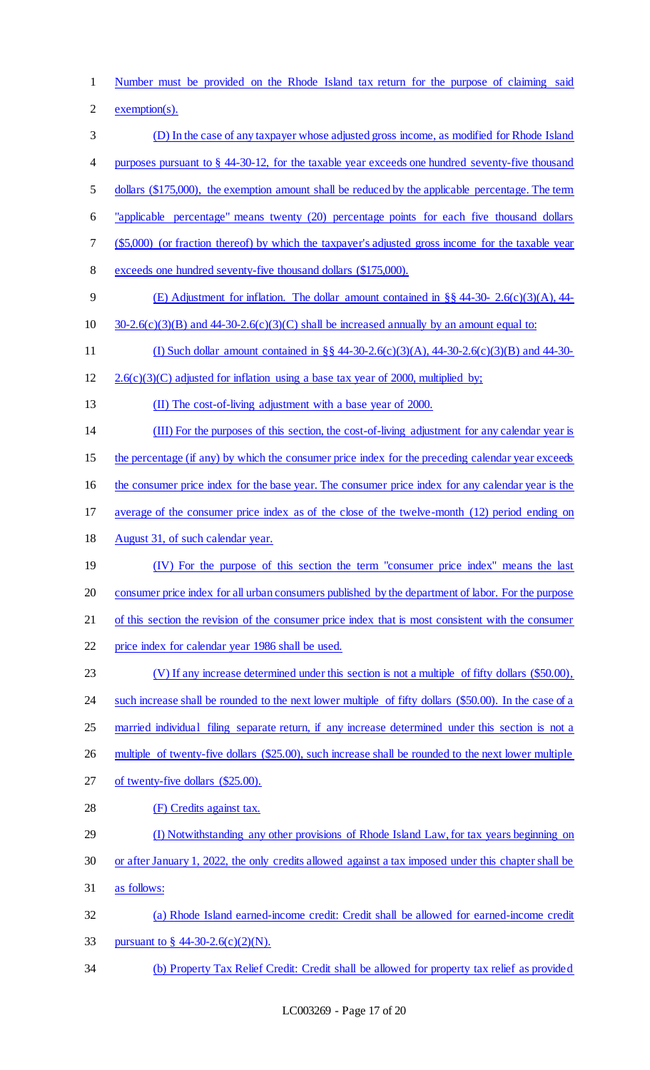Number must be provided on the Rhode Island tax return for the purpose of claiming said exemption(s).

(D) In the case of any taxpayer whose adjusted gross income, as modified for Rhode Island purposes pursuant to § 44-30-12, for the taxable year exceeds one hundred seventy-five thousand dollars ($175,000), the exemption amount shall be reduced by the applicable percentage. The term "applicable percentage" means twenty (20) percentage points for each five thousand dollars ($5,000) (or fraction thereof) by which the taxpayer's adjusted gross income for the taxable year exceeds one hundred seventy-five thousand dollars ($175,000).

(E) Adjustment for inflation. The dollar amount contained in §§ 44-30- 2.6(c)(3)(A), 44-30-2.6(c)(3)(B) and 44-30-2.6(c)(3)(C) shall be increased annually by an amount equal to:

(I) Such dollar amount contained in §§ 44-30-2.6(c)(3)(A), 44-30-2.6(c)(3)(B) and 44-30-2.6(c)(3)(C) adjusted for inflation using a base tax year of 2000, multiplied by;

(II) The cost-of-living adjustment with a base year of 2000.

(III) For the purposes of this section, the cost-of-living adjustment for any calendar year is the percentage (if any) by which the consumer price index for the preceding calendar year exceeds the consumer price index for the base year. The consumer price index for any calendar year is the average of the consumer price index as of the close of the twelve-month (12) period ending on August 31, of such calendar year.

(IV) For the purpose of this section the term "consumer price index" means the last consumer price index for all urban consumers published by the department of labor. For the purpose of this section the revision of the consumer price index that is most consistent with the consumer price index for calendar year 1986 shall be used.

(V) If any increase determined under this section is not a multiple of fifty dollars ($50.00), such increase shall be rounded to the next lower multiple of fifty dollars ($50.00). In the case of a married individual filing separate return, if any increase determined under this section is not a multiple of twenty-five dollars ($25.00), such increase shall be rounded to the next lower multiple of twenty-five dollars ($25.00).

(F) Credits against tax.

(I) Notwithstanding any other provisions of Rhode Island Law, for tax years beginning on or after January 1, 2022, the only credits allowed against a tax imposed under this chapter shall be as follows:

(a) Rhode Island earned-income credit: Credit shall be allowed for earned-income credit pursuant to § 44-30-2.6(c)(2)(N).

(b) Property Tax Relief Credit: Credit shall be allowed for property tax relief as provided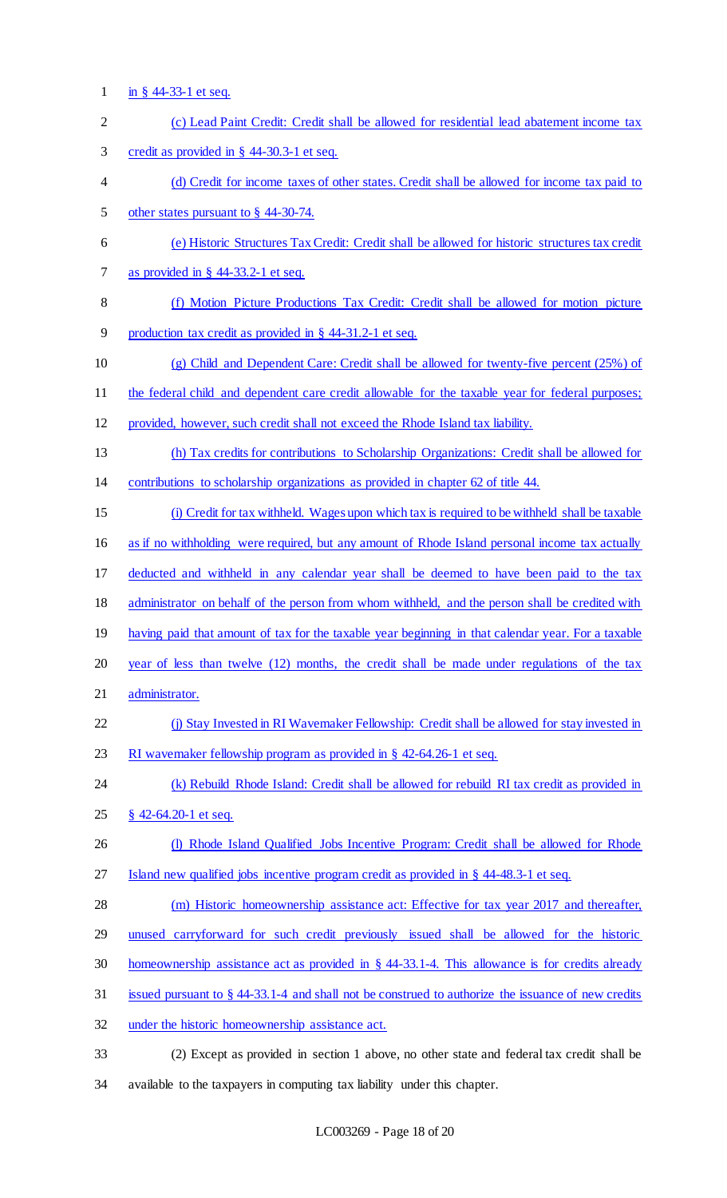in § 44-33-1 et seq.

(c) Lead Paint Credit: Credit shall be allowed for residential lead abatement income tax credit as provided in § 44-30.3-1 et seq.

(d) Credit for income taxes of other states. Credit shall be allowed for income tax paid to other states pursuant to § 44-30-74.

(e) Historic Structures Tax Credit: Credit shall be allowed for historic structures tax credit as provided in § 44-33.2-1 et seq.

(f) Motion Picture Productions Tax Credit: Credit shall be allowed for motion picture production tax credit as provided in § 44-31.2-1 et seq.

(g) Child and Dependent Care: Credit shall be allowed for twenty-five percent (25%) of the federal child and dependent care credit allowable for the taxable year for federal purposes; provided, however, such credit shall not exceed the Rhode Island tax liability.

(h) Tax credits for contributions to Scholarship Organizations: Credit shall be allowed for contributions to scholarship organizations as provided in chapter 62 of title 44.

(i) Credit for tax withheld. Wages upon which tax is required to be withheld shall be taxable as if no withholding were required, but any amount of Rhode Island personal income tax actually deducted and withheld in any calendar year shall be deemed to have been paid to the tax administrator on behalf of the person from whom withheld, and the person shall be credited with having paid that amount of tax for the taxable year beginning in that calendar year. For a taxable year of less than twelve (12) months, the credit shall be made under regulations of the tax administrator.

(j) Stay Invested in RI Wavemaker Fellowship: Credit shall be allowed for stay invested in RI wavemaker fellowship program as provided in § 42-64.26-1 et seq.

(k) Rebuild Rhode Island: Credit shall be allowed for rebuild RI tax credit as provided in § 42-64.20-1 et seq.

(l) Rhode Island Qualified Jobs Incentive Program: Credit shall be allowed for Rhode Island new qualified jobs incentive program credit as provided in § 44-48.3-1 et seq.

(m) Historic homeownership assistance act: Effective for tax year 2017 and thereafter, unused carryforward for such credit previously issued shall be allowed for the historic homeownership assistance act as provided in § 44-33.1-4. This allowance is for credits already issued pursuant to § 44-33.1-4 and shall not be construed to authorize the issuance of new credits under the historic homeownership assistance act.

(2) Except as provided in section 1 above, no other state and federal tax credit shall be available to the taxpayers in computing tax liability under this chapter.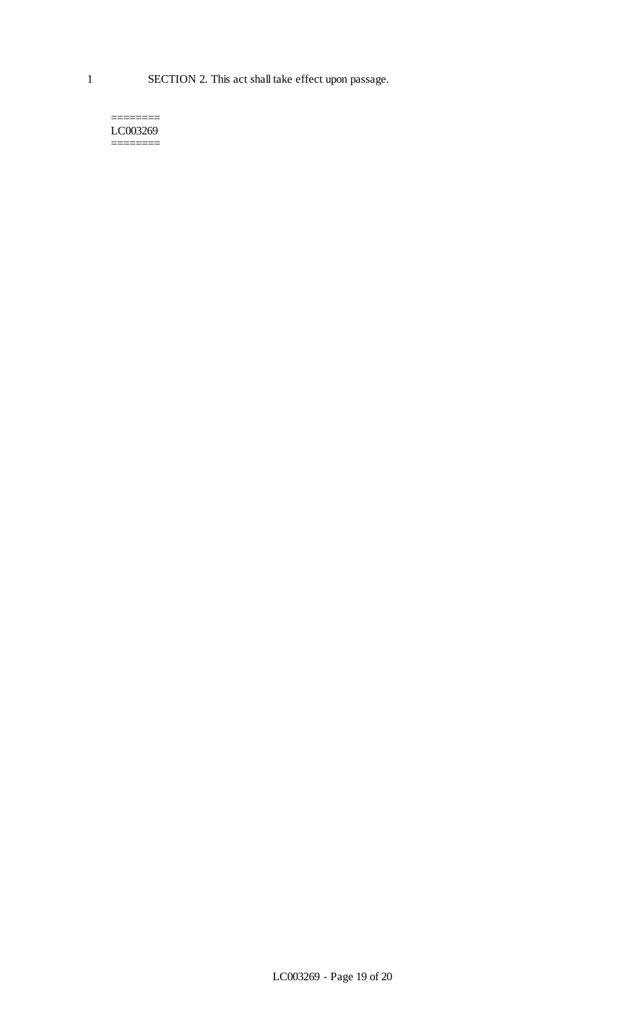SECTION 2. This act shall take effect upon passage.

========
LC003269
========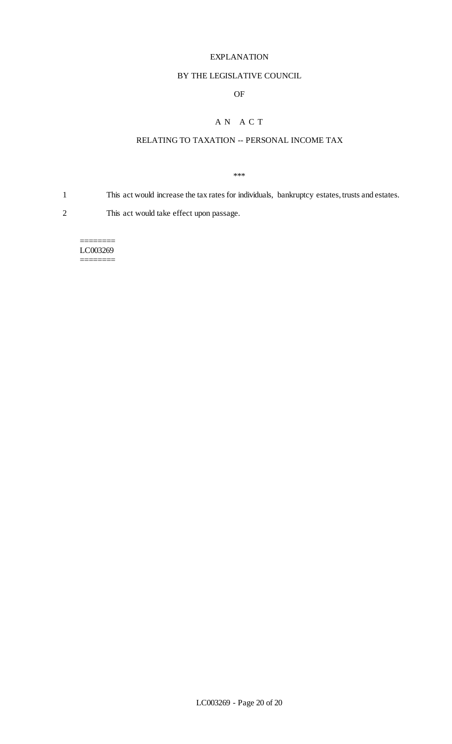EXPLANATION

BY THE LEGISLATIVE COUNCIL

OF

A N A C T

RELATING TO TAXATION -- PERSONAL INCOME TAX

***

1 This act would increase the tax rates for individuals, bankruptcy estates, trusts and estates.

2 This act would take effect upon passage.

========
LC003269
========